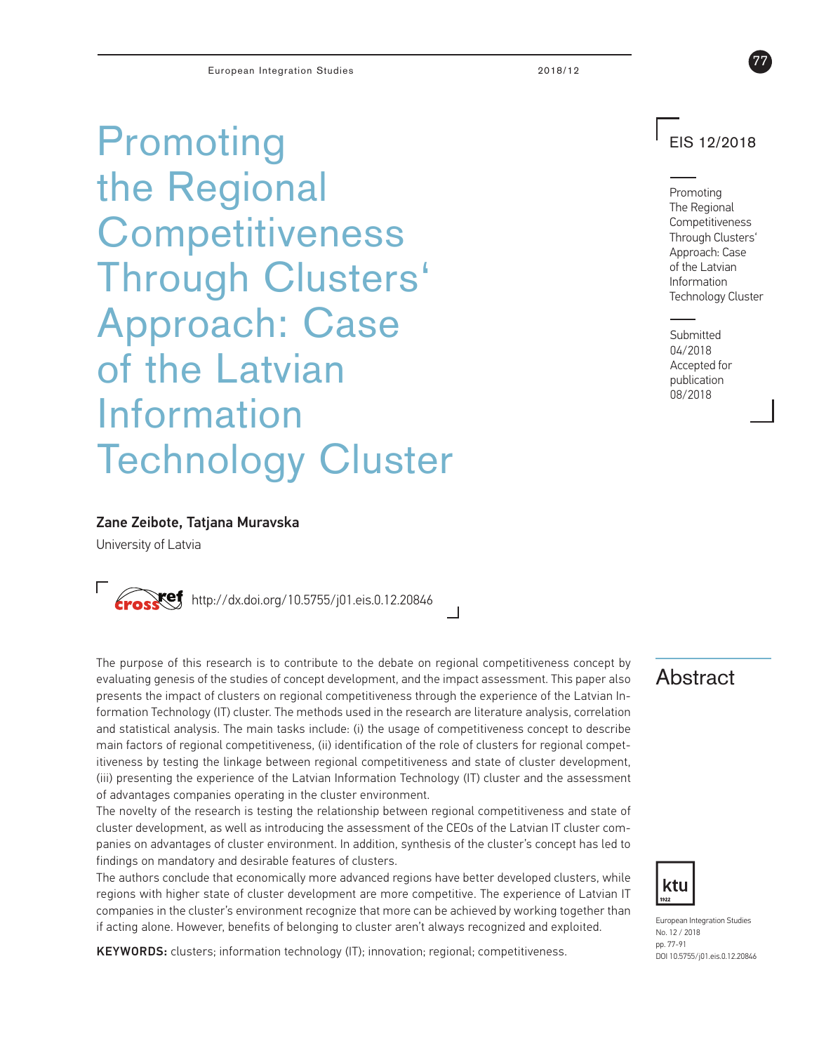# Promoting the Regional Competitiveness Through Clusters' Approach: Case of the Latvian Information Technology Cluster

EIS 12/2018

Promoting The Regional Competitiveness Through Clusters' Approach: Case of the Latvian Information Technology Cluster

Submitted 04/2018
Accepted for publication 08/2018

**Zane Zeibote, Tatjana Muravska**

University of Latvia

http://dx.doi.org/10.5755/j01.eis.0.12.20846

## Abstract

The purpose of this research is to contribute to the debate on regional competitiveness concept by evaluating genesis of the studies of concept development, and the impact assessment. This paper also presents the impact of clusters on regional competitiveness through the experience of the Latvian Information Technology (IT) cluster. The methods used in the research are literature analysis, correlation and statistical analysis. The main tasks include: (i) the usage of competitiveness concept to describe main factors of regional competitiveness, (ii) identification of the role of clusters for regional competitiveness by testing the linkage between regional competitiveness and state of cluster development, (iii) presenting the experience of the Latvian Information Technology (IT) cluster and the assessment of advantages companies operating in the cluster environment.

The novelty of the research is testing the relationship between regional competitiveness and state of cluster development, as well as introducing the assessment of the CEOs of the Latvian IT cluster companies on advantages of cluster environment. In addition, synthesis of the cluster's concept has led to findings on mandatory and desirable features of clusters.

The authors conclude that economically more advanced regions have better developed clusters, while regions with higher state of cluster development are more competitive. The experience of Latvian IT companies in the cluster's environment recognize that more can be achieved by working together than if acting alone. However, benefits of belonging to cluster aren't always recognized and exploited.

**KEYWORDS:** clusters; information technology (IT); innovation; regional; competitiveness.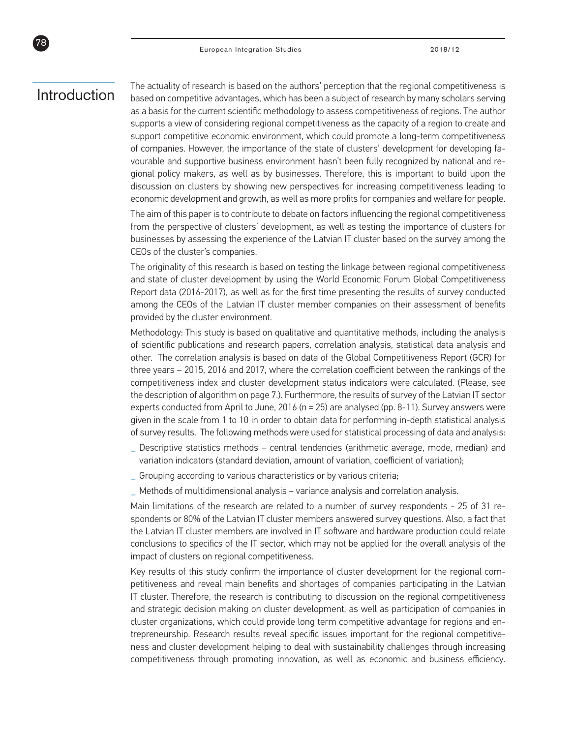## Introduction

The actuality of research is based on the authors' perception that the regional competitiveness is based on competitive advantages, which has been a subject of research by many scholars serving as a basis for the current scientific methodology to assess competitiveness of regions. The author supports a view of considering regional competitiveness as the capacity of a region to create and support competitive economic environment, which could promote a long-term competitiveness of companies. However, the importance of the state of clusters' development for developing favourable and supportive business environment hasn't been fully recognized by national and regional policy makers, as well as by businesses. Therefore, this is important to build upon the discussion on clusters by showing new perspectives for increasing competitiveness leading to economic development and growth, as well as more profits for companies and welfare for people.

The aim of this paper is to contribute to debate on factors influencing the regional competitiveness from the perspective of clusters' development, as well as testing the importance of clusters for businesses by assessing the experience of the Latvian IT cluster based on the survey among the CEOs of the cluster's companies.

The originality of this research is based on testing the linkage between regional competitiveness and state of cluster development by using the World Economic Forum Global Competitiveness Report data (2016-2017), as well as for the first time presenting the results of survey conducted among the CEOs of the Latvian IT cluster member companies on their assessment of benefits provided by the cluster environment.

Methodology: This study is based on qualitative and quantitative methods, including the analysis of scientific publications and research papers, correlation analysis, statistical data analysis and other. The correlation analysis is based on data of the Global Competitiveness Report (GCR) for three years – 2015, 2016 and 2017, where the correlation coefficient between the rankings of the competitiveness index and cluster development status indicators were calculated. (Please, see the description of algorithm on page 7.). Furthermore, the results of survey of the Latvian IT sector experts conducted from April to June, 2016 (n = 25) are analysed (pp. 8-11). Survey answers were given in the scale from 1 to 10 in order to obtain data for performing in-depth statistical analysis of survey results. The following methods were used for statistical processing of data and analysis:

- Descriptive statistics methods – central tendencies (arithmetic average, mode, median) and variation indicators (standard deviation, amount of variation, coefficient of variation);
- Grouping according to various characteristics or by various criteria;
- Methods of multidimensional analysis – variance analysis and correlation analysis.

Main limitations of the research are related to a number of survey respondents - 25 of 31 respondents or 80% of the Latvian IT cluster members answered survey questions. Also, a fact that the Latvian IT cluster members are involved in IT software and hardware production could relate conclusions to specifics of the IT sector, which may not be applied for the overall analysis of the impact of clusters on regional competitiveness.

Key results of this study confirm the importance of cluster development for the regional competitiveness and reveal main benefits and shortages of companies participating in the Latvian IT cluster. Therefore, the research is contributing to discussion on the regional competitiveness and strategic decision making on cluster development, as well as participation of companies in cluster organizations, which could provide long term competitive advantage for regions and entrepreneurship. Research results reveal specific issues important for the regional competitiveness and cluster development helping to deal with sustainability challenges through increasing competitiveness through promoting innovation, as well as economic and business efficiency.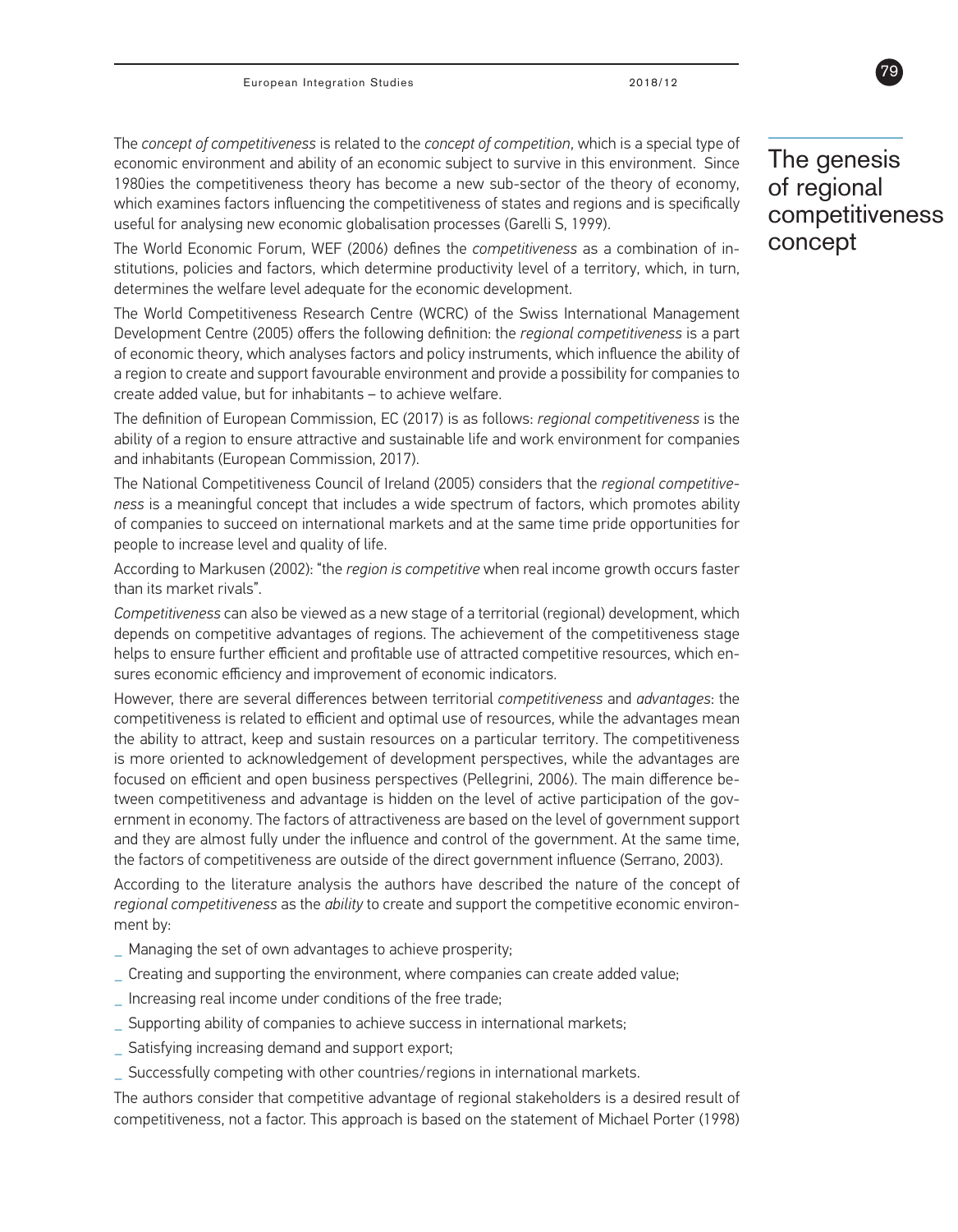## The genesis of regional competitiveness concept

The *concept of competitiveness* is related to the *concept of competition*, which is a special type of economic environment and ability of an economic subject to survive in this environment. Since 1980ies the competitiveness theory has become a new sub-sector of the theory of economy, which examines factors influencing the competitiveness of states and regions and is specifically useful for analysing new economic globalisation processes (Garelli S, 1999).

The World Economic Forum, WEF (2006) defines the *competitiveness* as a combination of institutions, policies and factors, which determine productivity level of a territory, which, in turn, determines the welfare level adequate for the economic development.

The World Competitiveness Research Centre (WCRC) of the Swiss International Management Development Centre (2005) offers the following definition: the *regional competitiveness* is a part of economic theory, which analyses factors and policy instruments, which influence the ability of a region to create and support favourable environment and provide a possibility for companies to create added value, but for inhabitants – to achieve welfare.

The definition of European Commission, EC (2017) is as follows: *regional competitiveness* is the ability of a region to ensure attractive and sustainable life and work environment for companies and inhabitants (European Commission, 2017).

The National Competitiveness Council of Ireland (2005) considers that the *regional competitiveness* is a meaningful concept that includes a wide spectrum of factors, which promotes ability of companies to succeed on international markets and at the same time pride opportunities for people to increase level and quality of life.

According to Markusen (2002): "the *region is competitive* when real income growth occurs faster than its market rivals".

*Competitiveness* can also be viewed as a new stage of a territorial (regional) development, which depends on competitive advantages of regions. The achievement of the competitiveness stage helps to ensure further efficient and profitable use of attracted competitive resources, which ensures economic efficiency and improvement of economic indicators.

However, there are several differences between territorial *competitiveness* and *advantages*: the competitiveness is related to efficient and optimal use of resources, while the advantages mean the ability to attract, keep and sustain resources on a particular territory. The competitiveness is more oriented to acknowledgement of development perspectives, while the advantages are focused on efficient and open business perspectives (Pellegrini, 2006). The main difference between competitiveness and advantage is hidden on the level of active participation of the government in economy. The factors of attractiveness are based on the level of government support and they are almost fully under the influence and control of the government. At the same time, the factors of competitiveness are outside of the direct government influence (Serrano, 2003).

According to the literature analysis the authors have described the nature of the concept of *regional competitiveness* as the *ability* to create and support the competitive economic environment by:

- Managing the set of own advantages to achieve prosperity;
- Creating and supporting the environment, where companies can create added value;
- Increasing real income under conditions of the free trade;
- Supporting ability of companies to achieve success in international markets;
- Satisfying increasing demand and support export;
- Successfully competing with other countries/regions in international markets.

The authors consider that competitive advantage of regional stakeholders is a desired result of competitiveness, not a factor. This approach is based on the statement of Michael Porter (1998)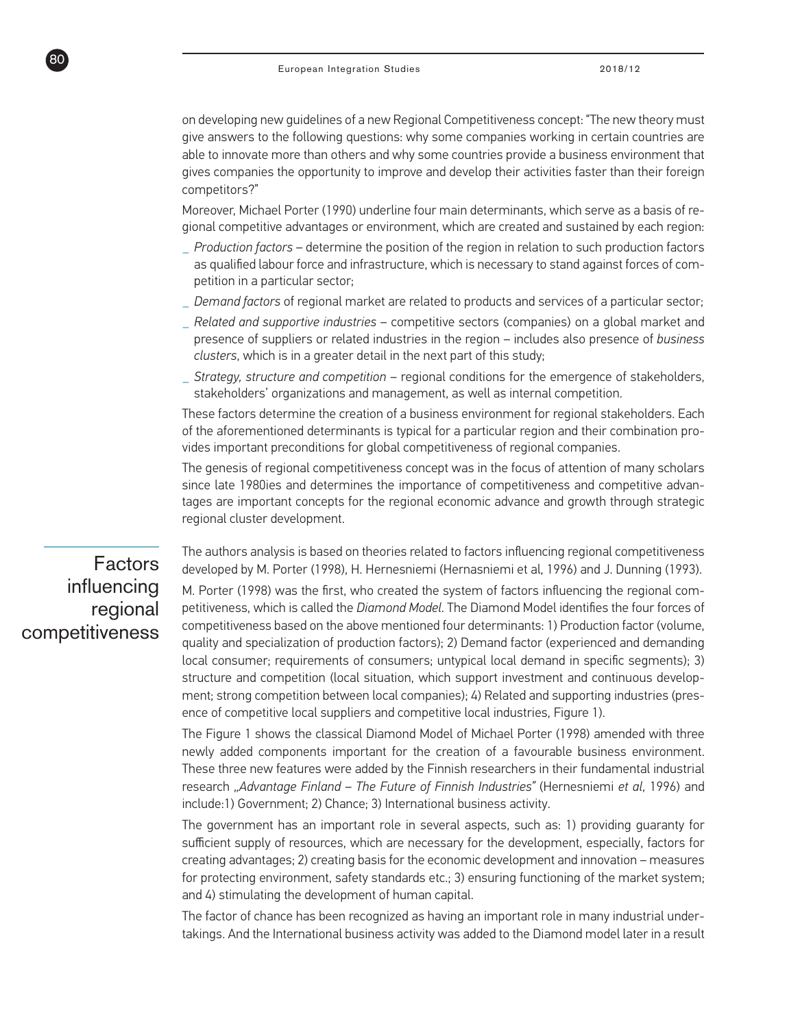on developing new guidelines of a new Regional Competitiveness concept: "The new theory must give answers to the following questions: why some companies working in certain countries are able to innovate more than others and why some countries provide a business environment that gives companies the opportunity to improve and develop their activities faster than their foreign competitors?"

Moreover, Michael Porter (1990) underline four main determinants, which serve as a basis of regional competitive advantages or environment, which are created and sustained by each region:

- *Production factors* – determine the position of the region in relation to such production factors as qualified labour force and infrastructure, which is necessary to stand against forces of competition in a particular sector;
- *Demand factors* of regional market are related to products and services of a particular sector;
- *Related and supportive industries* – competitive sectors (companies) on a global market and presence of suppliers or related industries in the region – includes also presence of *business clusters*, which is in a greater detail in the next part of this study;
- *Strategy, structure and competition* – regional conditions for the emergence of stakeholders, stakeholders' organizations and management, as well as internal competition.

These factors determine the creation of a business environment for regional stakeholders. Each of the aforementioned determinants is typical for a particular region and their combination provides important preconditions for global competitiveness of regional companies.

The genesis of regional competitiveness concept was in the focus of attention of many scholars since late 1980ies and determines the importance of competitiveness and competitive advantages are important concepts for the regional economic advance and growth through strategic regional cluster development.

## Factors influencing regional competitiveness

The authors analysis is based on theories related to factors influencing regional competitiveness developed by M. Porter (1998), H. Hernesniemi (Hernasniemi et al, 1996) and J. Dunning (1993).

M. Porter (1998) was the first, who created the system of factors influencing the regional competitiveness, which is called the *Diamond Model*. The Diamond Model identifies the four forces of competitiveness based on the above mentioned four determinants: 1) Production factor (volume, quality and specialization of production factors); 2) Demand factor (experienced and demanding local consumer; requirements of consumers; untypical local demand in specific segments); 3) structure and competition (local situation, which support investment and continuous development; strong competition between local companies); 4) Related and supporting industries (presence of competitive local suppliers and competitive local industries, Figure 1).

The Figure 1 shows the classical Diamond Model of Michael Porter (1998) amended with three newly added components important for the creation of a favourable business environment. These three new features were added by the Finnish researchers in their fundamental industrial research *„Advantage Finland – The Future of Finnish Industries"* (Hernesniemi *et al*, 1996) and include:1) Government; 2) Chance; 3) International business activity.

The government has an important role in several aspects, such as: 1) providing guaranty for sufficient supply of resources, which are necessary for the development, especially, factors for creating advantages; 2) creating basis for the economic development and innovation – measures for protecting environment, safety standards etc.; 3) ensuring functioning of the market system; and 4) stimulating the development of human capital.

The factor of chance has been recognized as having an important role in many industrial undertakings. And the International business activity was added to the Diamond model later in a result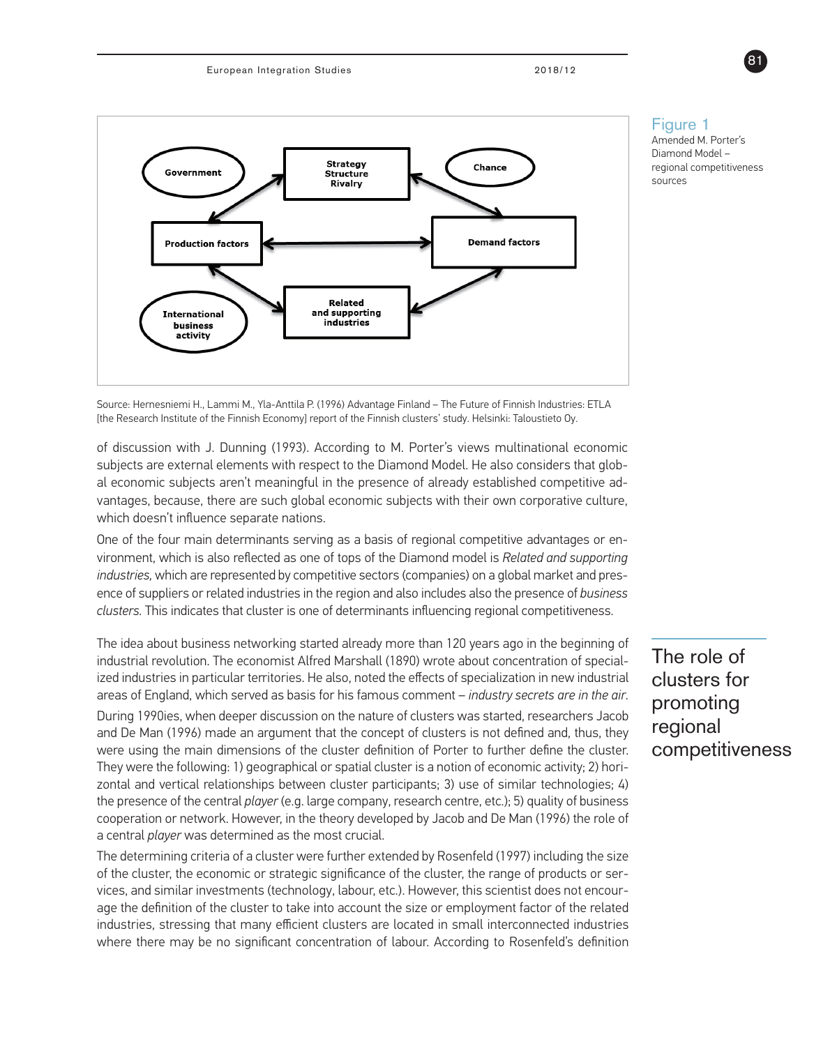**Figure 1**
Amended M. Porter's Diamond Model – regional competitiveness sources

Source: Hernesniemi H., Lammi M., Yla-Anttila P. (1996) Advantage Finland – The Future of Finnish Industries: ETLA [the Research Institute of the Finnish Economy] report of the Finnish clusters' study. Helsinki: Taloustieto Oy.

of discussion with J. Dunning (1993). According to M. Porter's views multinational economic subjects are external elements with respect to the Diamond Model. He also considers that global economic subjects aren't meaningful in the presence of already established competitive advantages, because, there are such global economic subjects with their own corporative culture, which doesn't influence separate nations.

One of the four main determinants serving as a basis of regional competitive advantages or environment, which is also reflected as one of tops of the Diamond model is *Related and supporting industries,* which are represented by competitive sectors (companies) on a global market and presence of suppliers or related industries in the region and also includes also the presence of *business clusters.* This indicates that cluster is one of determinants influencing regional competitiveness.

## The role of clusters for promoting regional competitiveness

The idea about business networking started already more than 120 years ago in the beginning of industrial revolution. The economist Alfred Marshall (1890) wrote about concentration of specialized industries in particular territories. He also, noted the effects of specialization in new industrial areas of England, which served as basis for his famous comment – *industry secrets are in the air*.

During 1990ies, when deeper discussion on the nature of clusters was started, researchers Jacob and De Man (1996) made an argument that the concept of clusters is not defined and, thus, they were using the main dimensions of the cluster definition of Porter to further define the cluster. They were the following: 1) geographical or spatial cluster is a notion of economic activity; 2) horizontal and vertical relationships between cluster participants; 3) use of similar technologies; 4) the presence of the central *player* (e.g. large company, research centre, etc.); 5) quality of business cooperation or network. However, in the theory developed by Jacob and De Man (1996) the role of a central *player* was determined as the most crucial.

The determining criteria of a cluster were further extended by Rosenfeld (1997) including the size of the cluster, the economic or strategic significance of the cluster, the range of products or services, and similar investments (technology, labour, etc.). However, this scientist does not encourage the definition of the cluster to take into account the size or employment factor of the related industries, stressing that many efficient clusters are located in small interconnected industries where there may be no significant concentration of labour. According to Rosenfeld's definition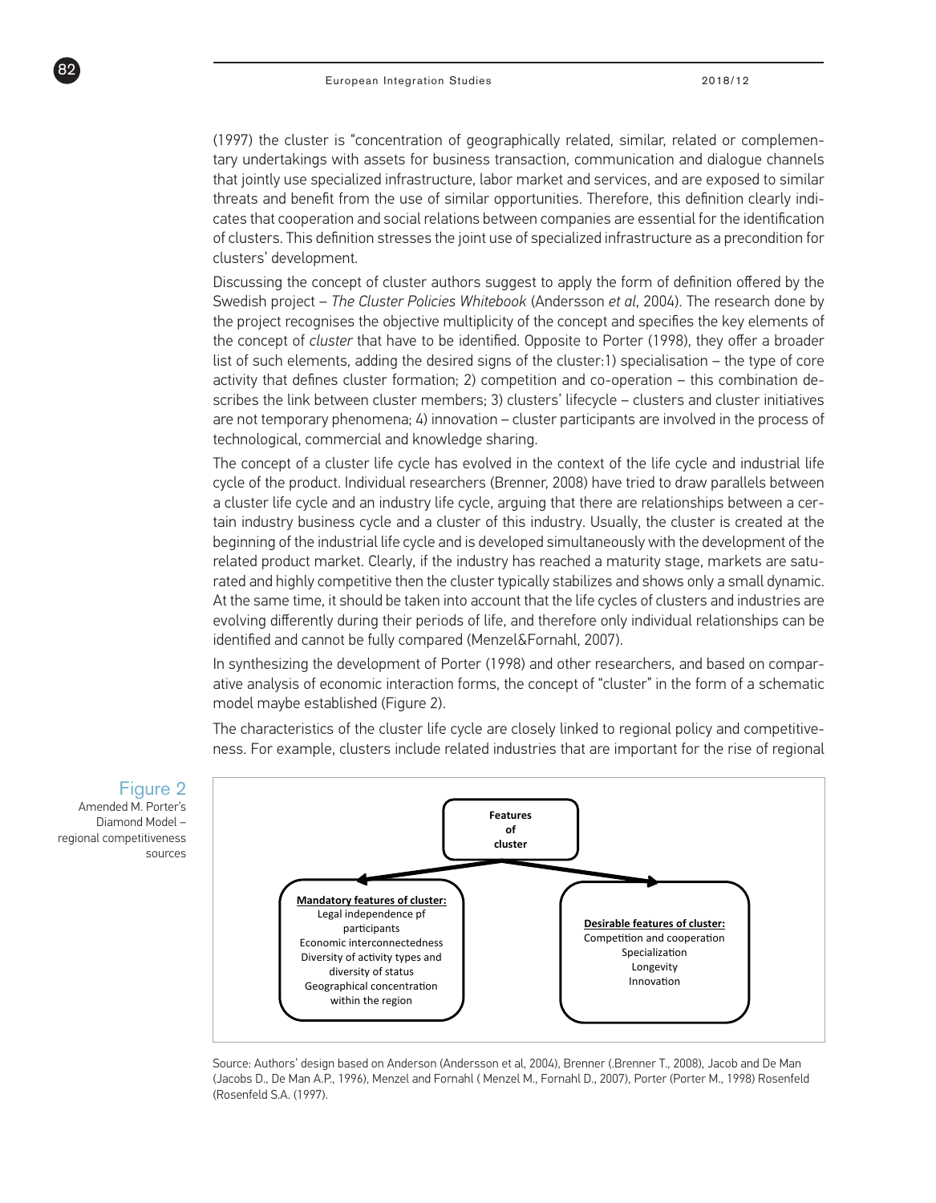(1997) the cluster is "concentration of geographically related, similar, related or complementary undertakings with assets for business transaction, communication and dialogue channels that jointly use specialized infrastructure, labor market and services, and are exposed to similar threats and benefit from the use of similar opportunities. Therefore, this definition clearly indicates that cooperation and social relations between companies are essential for the identification of clusters. This definition stresses the joint use of specialized infrastructure as a precondition for clusters' development.

Discussing the concept of cluster authors suggest to apply the form of definition offered by the Swedish project – *The Cluster Policies Whitebook* (Andersson *et al*, 2004). The research done by the project recognises the objective multiplicity of the concept and specifies the key elements of the concept of *cluster* that have to be identified. Opposite to Porter (1998), they offer a broader list of such elements, adding the desired signs of the cluster:1) specialisation – the type of core activity that defines cluster formation; 2) competition and co-operation – this combination describes the link between cluster members; 3) clusters' lifecycle – clusters and cluster initiatives are not temporary phenomena; 4) innovation – cluster participants are involved in the process of technological, commercial and knowledge sharing.

The concept of a cluster life cycle has evolved in the context of the life cycle and industrial life cycle of the product. Individual researchers (Brenner, 2008) have tried to draw parallels between a cluster life cycle and an industry life cycle, arguing that there are relationships between a certain industry business cycle and a cluster of this industry. Usually, the cluster is created at the beginning of the industrial life cycle and is developed simultaneously with the development of the related product market. Clearly, if the industry has reached a maturity stage, markets are saturated and highly competitive then the cluster typically stabilizes and shows only a small dynamic. At the same time, it should be taken into account that the life cycles of clusters and industries are evolving differently during their periods of life, and therefore only individual relationships can be identified and cannot be fully compared (Menzel&Fornahl, 2007).

In synthesizing the development of Porter (1998) and other researchers, and based on comparative analysis of economic interaction forms, the concept of "cluster" in the form of a schematic model maybe established (Figure 2).

The characteristics of the cluster life cycle are closely linked to regional policy and competitiveness. For example, clusters include related industries that are important for the rise of regional

**Figure 2**
Amended M. Porter's Diamond Model – regional competitiveness sources

**Features of cluster**

**Mandatory features of cluster:**
Legal independence pf participants
Economic interconnectedness
Diversity of activity types and diversity of status
Geographical concentration within the region

**Desirable features of cluster:**
Competition and cooperation
Specialization
Longevity
Innovation

Source: Authors' design based on Anderson (Andersson et al, 2004), Brenner (.Brenner T., 2008), Jacob and De Man (Jacobs D., De Man A.P., 1996), Menzel and Fornahl ( Menzel M., Fornahl D., 2007), Porter (Porter M., 1998) Rosenfeld (Rosenfeld S.A. (1997).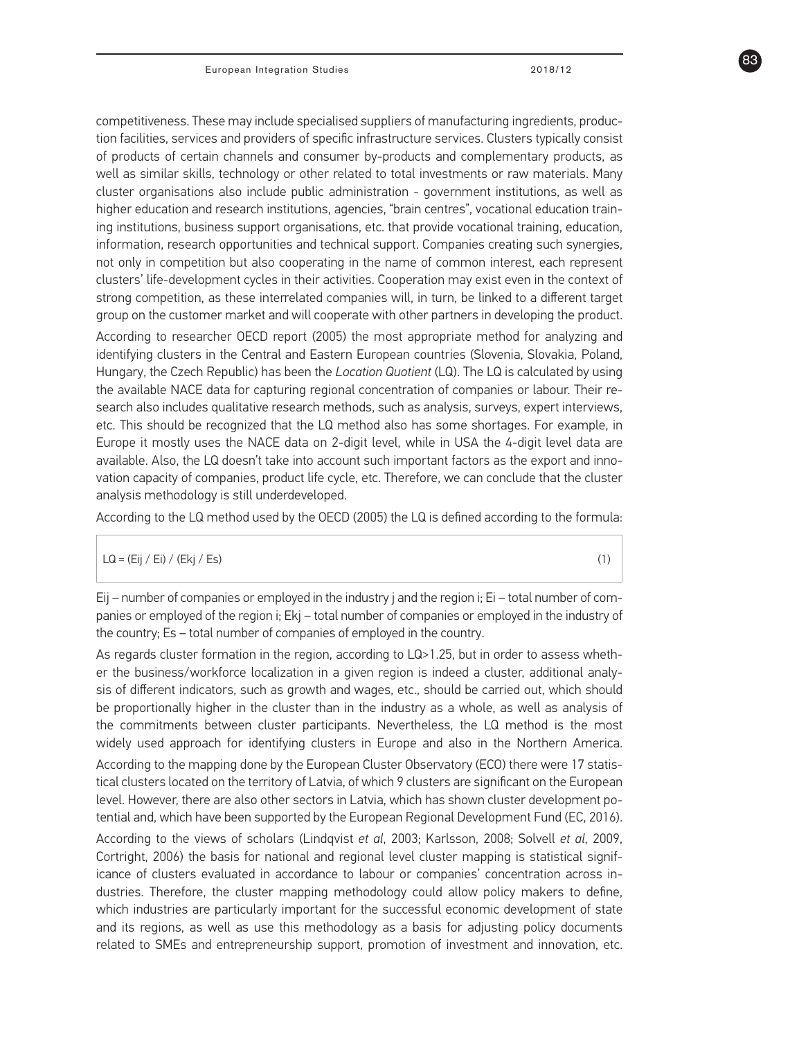competitiveness. These may include specialised suppliers of manufacturing ingredients, production facilities, services and providers of specific infrastructure services. Clusters typically consist of products of certain channels and consumer by-products and complementary products, as well as similar skills, technology or other related to total investments or raw materials. Many cluster organisations also include public administration - government institutions, as well as higher education and research institutions, agencies, "brain centres", vocational education training institutions, business support organisations, etc. that provide vocational training, education, information, research opportunities and technical support. Companies creating such synergies, not only in competition but also cooperating in the name of common interest, each represent clusters' life-development cycles in their activities. Cooperation may exist even in the context of strong competition, as these interrelated companies will, in turn, be linked to a different target group on the customer market and will cooperate with other partners in developing the product.

According to researcher OECD report (2005) the most appropriate method for analyzing and identifying clusters in the Central and Eastern European countries (Slovenia, Slovakia, Poland, Hungary, the Czech Republic) has been the *Location Quotient* (LQ). The LQ is calculated by using the available NACE data for capturing regional concentration of companies or labour. Their research also includes qualitative research methods, such as analysis, surveys, expert interviews, etc. This should be recognized that the LQ method also has some shortages. For example, in Europe it mostly uses the NACE data on 2-digit level, while in USA the 4-digit level data are available. Also, the LQ doesn't take into account such important factors as the export and innovation capacity of companies, product life cycle, etc. Therefore, we can conclude that the cluster analysis methodology is still underdeveloped.

According to the LQ method used by the OECD (2005) the LQ is defined according to the formula:

$$LQ = (E_{ij} / E_i) / (E_{kj} / E_s) \quad (1)$$

$E_{ij}$ – number of companies or employed in the industry j and the region i; $E_i$ – total number of companies or employed of the region i; $E_{kj}$ – total number of companies or employed in the industry of the country; $E_s$ – total number of companies of employed in the country.

As regards cluster formation in the region, according to LQ>1.25, but in order to assess whether the business/workforce localization in a given region is indeed a cluster, additional analysis of different indicators, such as growth and wages, etc., should be carried out, which should be proportionally higher in the cluster than in the industry as a whole, as well as analysis of the commitments between cluster participants. Nevertheless, the LQ method is the most widely used approach for identifying clusters in Europe and also in the Northern America.

According to the mapping done by the European Cluster Observatory (ECO) there were 17 statistical clusters located on the territory of Latvia, of which 9 clusters are significant on the European level. However, there are also other sectors in Latvia, which has shown cluster development potential and, which have been supported by the European Regional Development Fund (EC, 2016).

According to the views of scholars (Lindqvist *et al*, 2003; Karlsson, 2008; Solvell *et al*, 2009, Cortright, 2006) the basis for national and regional level cluster mapping is statistical significance of clusters evaluated in accordance to labour or companies' concentration across industries. Therefore, the cluster mapping methodology could allow policy makers to define, which industries are particularly important for the successful economic development of state and its regions, as well as use this methodology as a basis for adjusting policy documents related to SMEs and entrepreneurship support, promotion of investment and innovation, etc.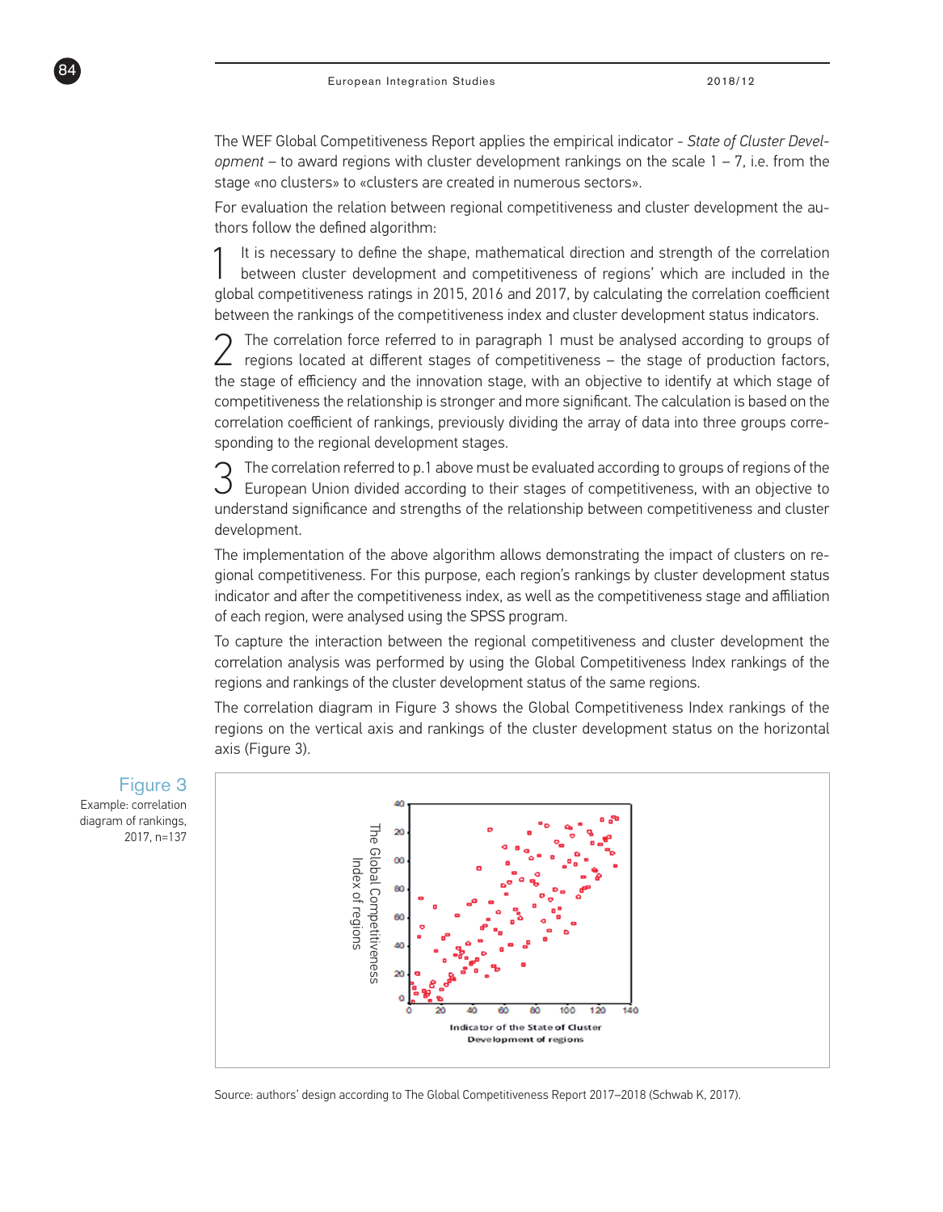The WEF Global Competitiveness Report applies the empirical indicator - *State of Cluster Development* – to award regions with cluster development rankings on the scale 1 – 7, i.e. from the stage «no clusters» to «clusters are created in numerous sectors».

For evaluation the relation between regional competitiveness and cluster development the authors follow the defined algorithm:

1. It is necessary to define the shape, mathematical direction and strength of the correlation between cluster development and competitiveness of regions' which are included in the global competitiveness ratings in 2015, 2016 and 2017, by calculating the correlation coefficient between the rankings of the competitiveness index and cluster development status indicators.

2. The correlation force referred to in paragraph 1 must be analysed according to groups of regions located at different stages of competitiveness – the stage of production factors, the stage of efficiency and the innovation stage, with an objective to identify at which stage of competitiveness the relationship is stronger and more significant. The calculation is based on the correlation coefficient of rankings, previously dividing the array of data into three groups corresponding to the regional development stages.

3. The correlation referred to in p.1 above must be evaluated according to groups of regions of the European Union divided according to their stages of competitiveness, with an objective to understand significance and strengths of the relationship between competitiveness and cluster development.

The implementation of the above algorithm allows demonstrating the impact of clusters on regional competitiveness. For this purpose, each region's rankings by cluster development status indicator and after the competitiveness index, as well as the competitiveness stage and affiliation of each region, were analysed using the SPSS program.

To capture the interaction between the regional competitiveness and cluster development the correlation analysis was performed by using the Global Competitiveness Index rankings of the regions and rankings of the cluster development status of the same regions.

The correlation diagram in Figure 3 shows the Global Competitiveness Index rankings of the regions on the vertical axis and rankings of the cluster development status on the horizontal axis (Figure 3).

**Figure 3**
Example: correlation diagram of rankings, 2017, n=137

Source: authors' design according to The Global Competitiveness Report 2017–2018 (Schwab K, 2017).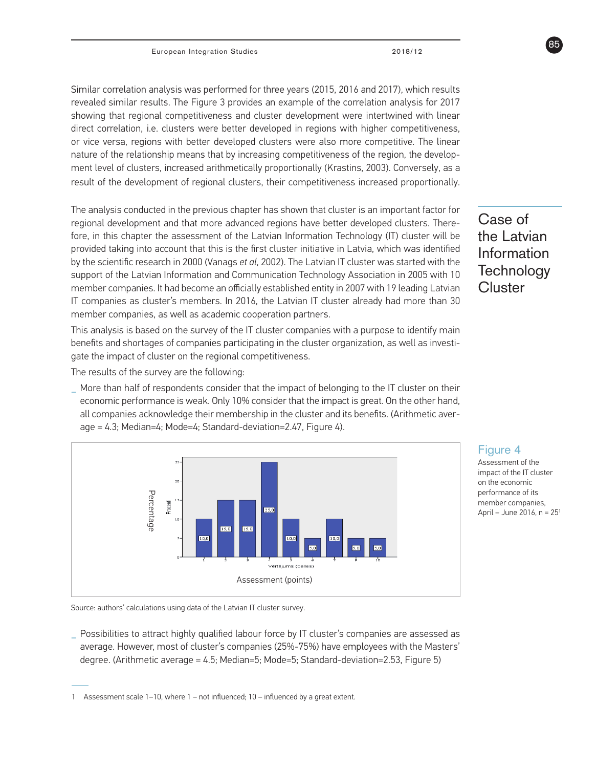Similar correlation analysis was performed for three years (2015, 2016 and 2017), which results revealed similar results. The Figure 3 provides an example of the correlation analysis for 2017 showing that regional competitiveness and cluster development were intertwined with linear direct correlation, i.e. clusters were better developed in regions with higher competitiveness, or vice versa, regions with better developed clusters were also more competitive. The linear nature of the relationship means that by increasing competitiveness of the region, the development level of clusters, increased arithmetically proportionally (Krastins, 2003). Conversely, as a result of the development of regional clusters, their competitiveness increased proportionally.

## Case of the Latvian Information Technology Cluster

The analysis conducted in the previous chapter has shown that cluster is an important factor for regional development and that more advanced regions have better developed clusters. Therefore, in this chapter the assessment of the Latvian Information Technology (IT) cluster will be provided taking into account that this is the first cluster initiative in Latvia, which was identified by the scientific research in 2000 (Vanags *et al*, 2002). The Latvian IT cluster was started with the support of the Latvian Information and Communication Technology Association in 2005 with 10 member companies. It had become an officially established entity in 2007 with 19 leading Latvian IT companies as cluster's members. In 2016, the Latvian IT cluster already had more than 30 member companies, as well as academic cooperation partners.

This analysis is based on the survey of the IT cluster companies with a purpose to identify main benefits and shortages of companies participating in the cluster organization, as well as investigate the impact of cluster on the regional competitiveness.

The results of the survey are the following:

- More than half of respondents consider that the impact of belonging to the IT cluster on their economic performance is weak. Only 10% consider that the impact is great. On the other hand, all companies acknowledge their membership in the cluster and its benefits. (Arithmetic average = 4.3; Median=4; Mode=4; Standard-deviation=2.47, Figure 4).

| Assessment (points) | 1 | 2 | 3 | 4 | 5 | 6 | 7 | 8 | 10 |
|---|---|---|---|---|---|---|---|---|---|
| Percentage | 10,0 | 15,0 | 15,0 | 25,0 | 10,0 | 5,0 | 10,0 | 5,0 | 5,0 |

Figure 4
Assessment of the impact of the IT cluster on the economic performance of its member companies, April – June 2016, n = 25[1]

Source: authors' calculations using data of the Latvian IT cluster survey.

- Possibilities to attract highly qualified labour force by IT cluster's companies are assessed as average. However, most of cluster's companies (25%-75%) have employees with the Masters' degree. (Arithmetic average = 4.5; Median=5; Mode=5; Standard-deviation=2.53, Figure 5)

1 Assessment scale 1–10, where 1 – not influenced; 10 – influenced by a great extent.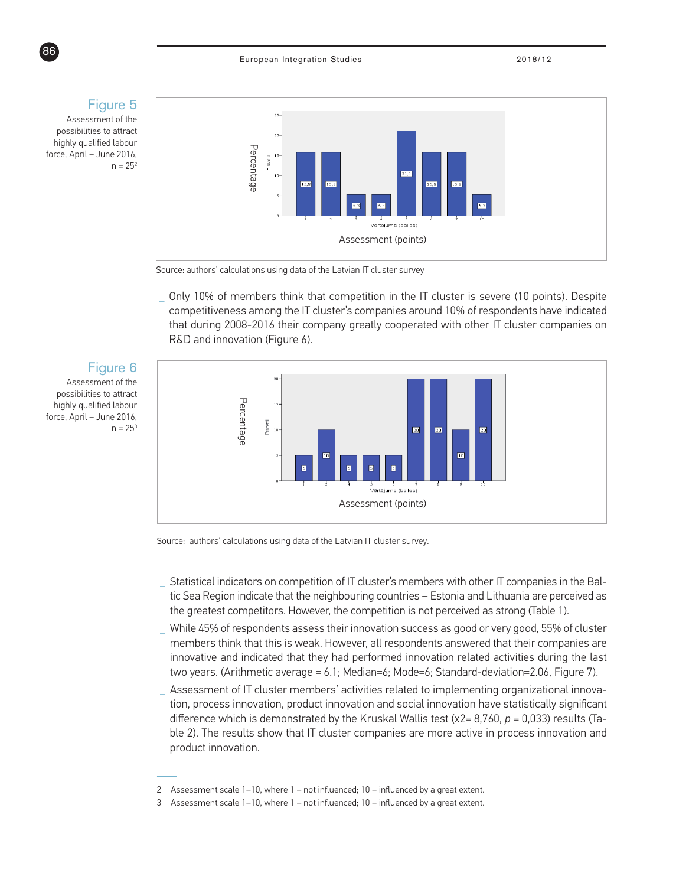**Figure 5**
Assessment of the possibilities to attract highly qualified labour force, April – June 2016, n = 25[2]

Source: authors' calculations using data of the Latvian IT cluster survey

- Only 10% of members think that competition in the IT cluster is severe (10 points). Despite competitiveness among the IT cluster's companies around 10% of respondents have indicated that during 2008-2016 their company greatly cooperated with other IT cluster companies on R&D and innovation (Figure 6).

**Figure 6**
Assessment of the possibilities to attract highly qualified labour force, April – June 2016, n = 25[3]

Source: authors' calculations using data of the Latvian IT cluster survey.

- Statistical indicators on competition of IT cluster's members with other IT companies in the Baltic Sea Region indicate that the neighbouring countries – Estonia and Lithuania are perceived as the greatest competitors. However, the competition is not perceived as strong (Table 1).
- While 45% of respondents assess their innovation success as good or very good, 55% of cluster members think that this is weak. However, all respondents answered that their companies are innovative and indicated that they had performed innovation related activities during the last two years. (Arithmetic average = 6.1; Median=6; Mode=6; Standard-deviation=2.06, Figure 7).
- Assessment of IT cluster members' activities related to implementing organizational innovation, process innovation, product innovation and social innovation have statistically significant difference which is demonstrated by the Kruskal Wallis test ($x2= 8{,}760$, $p = 0{,}033$) results (Table 2). The results show that IT cluster companies are more active in process innovation and product innovation.

---

2 Assessment scale 1–10, where 1 – not influenced; 10 – influenced by a great extent.

3 Assessment scale 1–10, where 1 – not influenced; 10 – influenced by a great extent.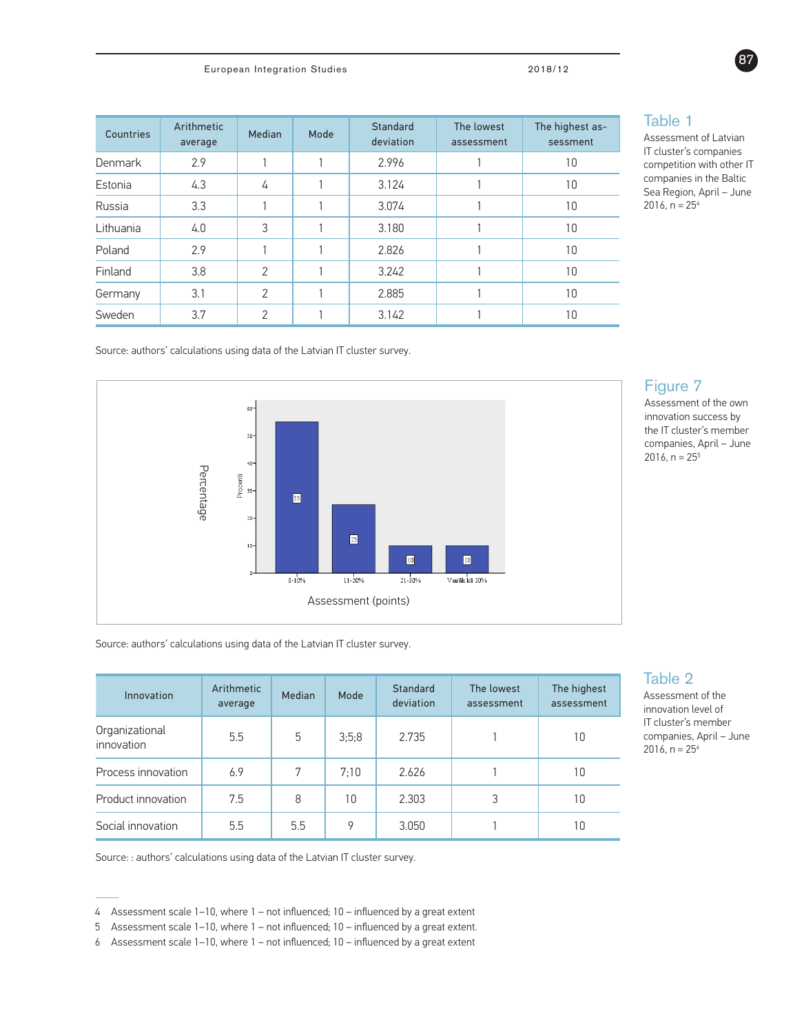**Table 1**
Assessment of Latvian IT cluster's companies competition with other IT companies in the Baltic Sea Region, April – June 2016, n = 25[4]

| Countries | Arithmetic average | Median | Mode | Standard deviation | The lowest assessment | The highest assessment |
|---|---|---|---|---|---|---|
| Denmark | 2.9 | 1 | 1 | 2.996 | 1 | 10 |
| Estonia | 4.3 | 4 | 1 | 3.124 | 1 | 10 |
| Russia | 3.3 | 1 | 1 | 3.074 | 1 | 10 |
| Lithuania | 4.0 | 3 | 1 | 3.180 | 1 | 10 |
| Poland | 2.9 | 1 | 1 | 2.826 | 1 | 10 |
| Finland | 3.8 | 2 | 1 | 3.242 | 1 | 10 |
| Germany | 3.1 | 2 | 1 | 2.885 | 1 | 10 |
| Sweden | 3.7 | 2 | 1 | 3.142 | 1 | 10 |

Source: authors' calculations using data of the Latvian IT cluster survey.

**Figure 7**
Assessment of the own innovation success by the IT cluster's member companies, April – June 2016, n = 25[5]

Source: authors' calculations using data of the Latvian IT cluster survey.

**Table 2**
Assessment of the innovation level of IT cluster's member companies, April – June 2016, n = 25[6]

| Innovation | Arithmetic average | Median | Mode | Standard deviation | The lowest assessment | The highest assessment |
|---|---|---|---|---|---|---|
| Organizational innovation | 5.5 | 5 | 3;5;8 | 2.735 | 1 | 10 |
| Process innovation | 6.9 | 7 | 7;10 | 2.626 | 1 | 10 |
| Product innovation | 7.5 | 8 | 10 | 2.303 | 3 | 10 |
| Social innovation | 5.5 | 5.5 | 9 | 3.050 | 1 | 10 |

Source: : authors' calculations using data of the Latvian IT cluster survey.

---

4 Assessment scale 1–10, where 1 – not influenced; 10 – influenced by a great extent

5 Assessment scale 1–10, where 1 – not influenced; 10 – influenced by a great extent.

6 Assessment scale 1–10, where 1 – not influenced; 10 – influenced by a great extent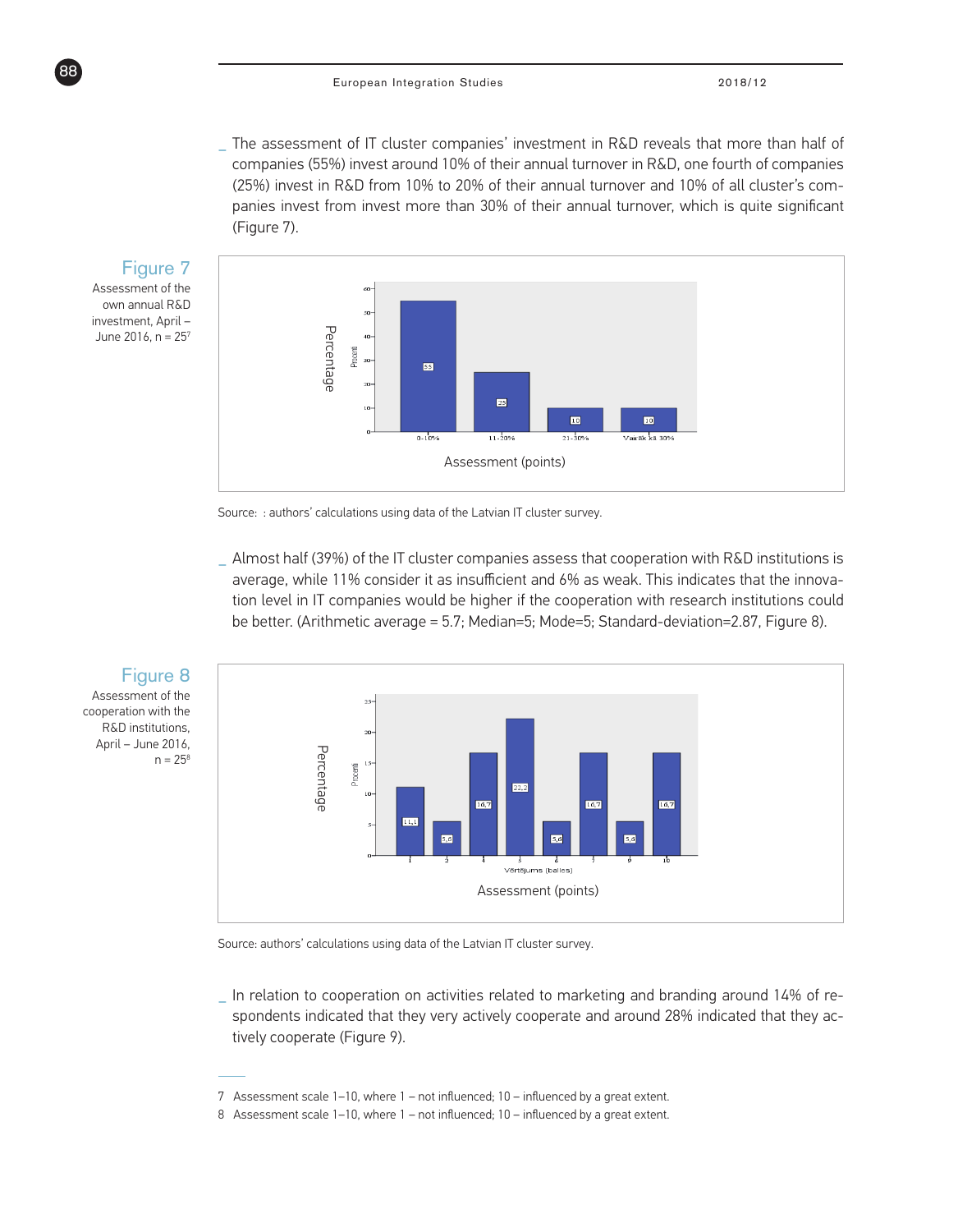- The assessment of IT cluster companies' investment in R&D reveals that more than half of companies (55%) invest around 10% of their annual turnover in R&D, one fourth of companies (25%) invest in R&D from 10% to 20% of their annual turnover and 10% of all cluster's companies invest from invest more than 30% of their annual turnover, which is quite significant (Figure 7).

**Figure 7**
Assessment of the own annual R&D investment, April – June 2016, n = 25[7]

Source: : authors' calculations using data of the Latvian IT cluster survey.

- Almost half (39%) of the IT cluster companies assess that cooperation with R&D institutions is average, while 11% consider it as insufficient and 6% as weak. This indicates that the innovation level in IT companies would be higher if the cooperation with research institutions could be better. (Arithmetic average = 5.7; Median=5; Mode=5; Standard-deviation=2.87, Figure 8).

**Figure 8**
Assessment of the cooperation with the R&D institutions, April – June 2016, n = 25[8]

Source: authors' calculations using data of the Latvian IT cluster survey.

- In relation to cooperation on activities related to marketing and branding around 14% of respondents indicated that they very actively cooperate and around 28% indicated that they actively cooperate (Figure 9).

---

7 Assessment scale 1–10, where 1 – not influenced; 10 – influenced by a great extent.
8 Assessment scale 1–10, where 1 – not influenced; 10 – influenced by a great extent.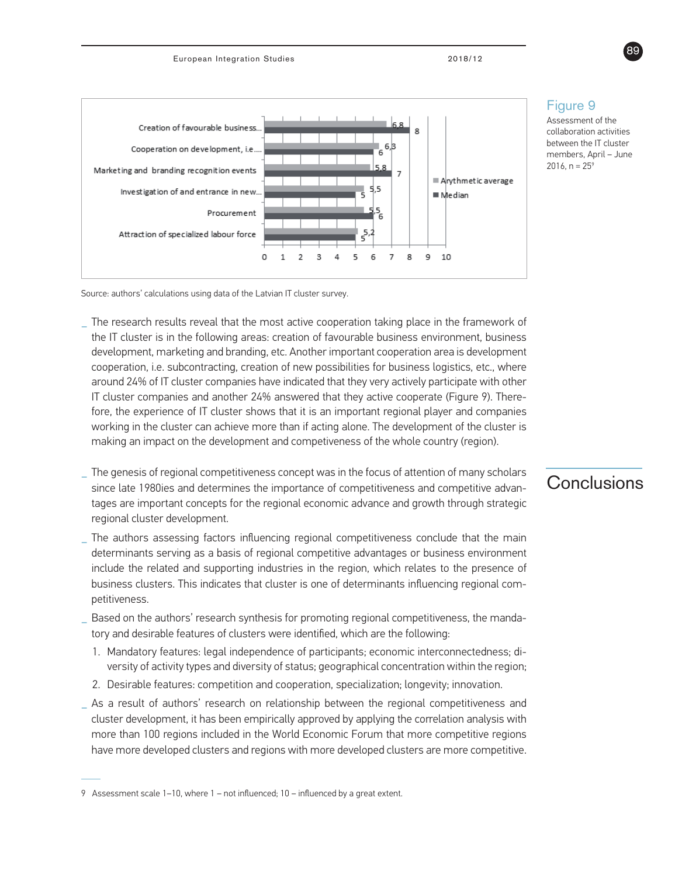| | Arythmetic average | Median |
|---|---|---|
| Creation of favourable business... | 6,8 | 8 |
| Cooperation on development, i.e.... | 6,3 | 6 |
| Marketing and branding recognition events | 5,8 | 7 |
| Investigation of and entrance in new... | 5,5 | 5 |
| Procurement | 5,5 | 6 |
| Attraction of specialized labour force | 5,2 | 5 |

## Figure 9

Assessment of the collaboration activities between the IT cluster members, April – June 2016, n = 25[9]

Source: authors' calculations using data of the Latvian IT cluster survey.

_ The research results reveal that the most active cooperation taking place in the framework of the IT cluster is in the following areas: creation of favourable business environment, business development, marketing and branding, etc. Another important cooperation area is development cooperation, i.e. subcontracting, creation of new possibilities for business logistics, etc., where around 24% of IT cluster companies have indicated that they very actively participate with other IT cluster companies and another 24% answered that they active cooperate (Figure 9). Therefore, the experience of IT cluster shows that it is an important regional player and companies working in the cluster can achieve more than if acting alone. The development of the cluster is making an impact on the development and competiveness of the whole country (region).

# Conclusions

_ The genesis of regional competitiveness concept was in the focus of attention of many scholars since late 1980ies and determines the importance of competitiveness and competitive advantages are important concepts for the regional economic advance and growth through strategic regional cluster development.

_ The authors assessing factors influencing regional competitiveness conclude that the main determinants serving as a basis of regional competitive advantages or business environment include the related and supporting industries in the region, which relates to the presence of business clusters. This indicates that cluster is one of determinants influencing regional competitiveness.

_ Based on the authors' research synthesis for promoting regional competitiveness, the mandatory and desirable features of clusters were identified, which are the following:

1. Mandatory features: legal independence of participants; economic interconnectedness; diversity of activity types and diversity of status; geographical concentration within the region;
2. Desirable features: competition and cooperation, specialization; longevity; innovation.

_ As a result of authors' research on relationship between the regional competitiveness and cluster development, it has been empirically approved by applying the correlation analysis with more than 100 regions included in the World Economic Forum that more competitive regions have more developed clusters and regions with more developed clusters are more competitive.

9 Assessment scale 1–10, where 1 – not influenced; 10 – influenced by a great extent.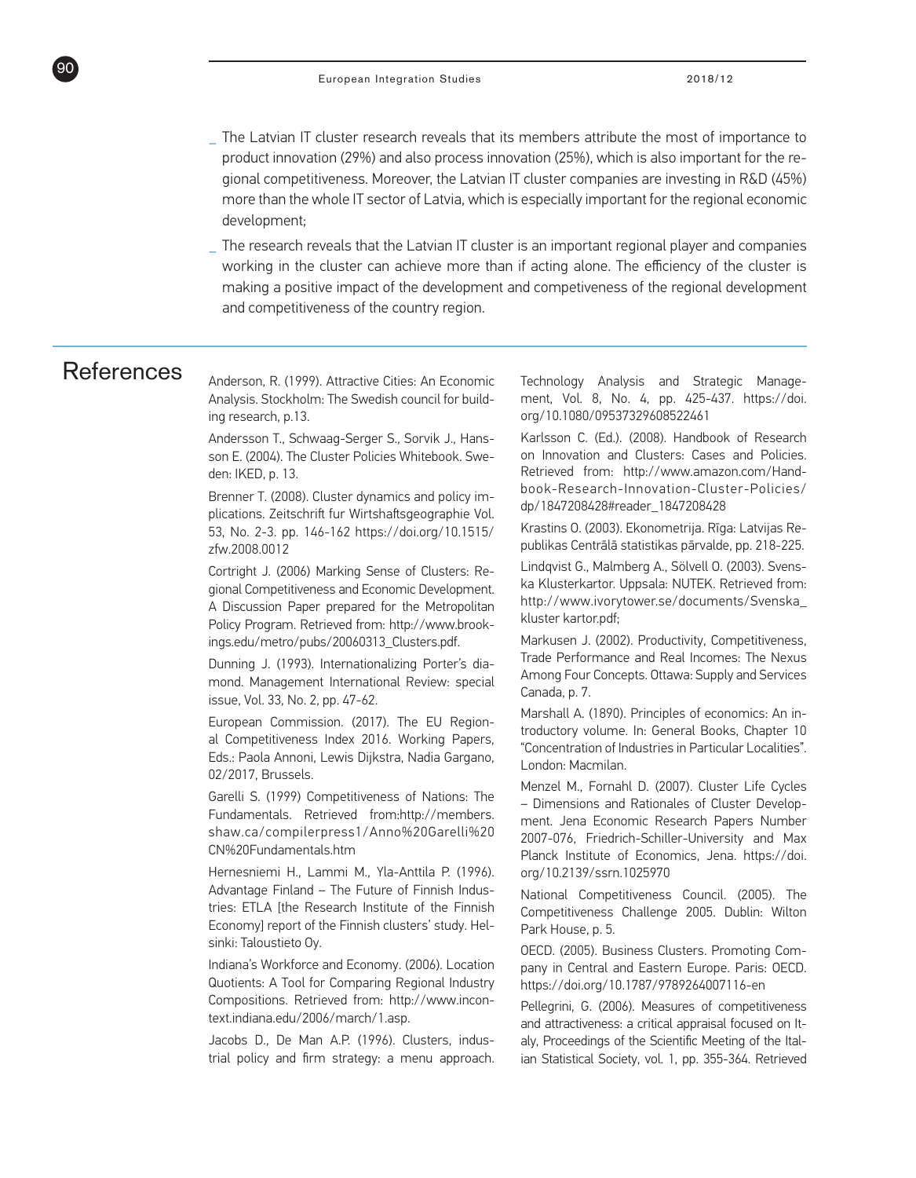- The Latvian IT cluster research reveals that its members attribute the most of importance to product innovation (29%) and also process innovation (25%), which is also important for the regional competitiveness. Moreover, the Latvian IT cluster companies are investing in R&D (45%) more than the whole IT sector of Latvia, which is especially important for the regional economic development;
- The research reveals that the Latvian IT cluster is an important regional player and companies working in the cluster can achieve more than if acting alone. The efficiency of the cluster is making a positive impact of the development and competeveness of the regional development and competitiveness of the country region.

# References

Anderson, R. (1999). Attractive Cities: An Economic Analysis. Stockholm: The Swedish council for building research, p.13.

Andersson T., Schwaag-Serger S., Sorvik J., Hansson E. (2004). The Cluster Policies Whitebook. Sweden: IKED, p. 13.

Brenner T. (2008). Cluster dynamics and policy implications. Zeitschrift fur Wirtshaftsgeographie Vol. 53, No. 2-3. pp. 146-162 https://doi.org/10.1515/zfw.2008.0012

Cortright J. (2006) Marking Sense of Clusters: Regional Competitiveness and Economic Development. A Discussion Paper prepared for the Metropolitan Policy Program. Retrieved from: http://www.brookings.edu/metro/pubs/20060313_Clusters.pdf.

Dunning J. (1993). Internationalizing Porter's diamond. Management International Review: special issue, Vol. 33, No. 2, pp. 47-62.

European Commission. (2017). The EU Regional Competitiveness Index 2016. Working Papers, Eds.: Paola Annoni, Lewis Dijkstra, Nadia Gargano, 02/2017, Brussels.

Garelli S. (1999) Competitiveness of Nations: The Fundamentals. Retrieved from:http://members.shaw.ca/compilerpress1/Anno%20Garelli%20CN%20Fundamentals.htm

Hernesniemi H., Lammi M., Yla-Anttila P. (1996). Advantage Finland – The Future of Finnish Industries: ETLA [the Research Institute of the Finnish Economy] report of the Finnish clusters' study. Helsinki: Taloustieto Oy.

Indiana's Workforce and Economy. (2006). Location Quotients: A Tool for Comparing Regional Industry Compositions. Retrieved from: http://www.incontext.indiana.edu/2006/march/1.asp.

Jacobs D., De Man A.P. (1996). Clusters, industrial policy and firm strategy: a menu approach. Technology Analysis and Strategic Management, Vol. 8, No. 4, pp. 425-437. https://doi.org/10.1080/09537329608522461

Karlsson C. (Ed.). (2008). Handbook of Research on Innovation and Clusters: Cases and Policies. Retrieved from: http://www.amazon.com/Handbook-Research-Innovation-Cluster-Policies/dp/1847208428#reader_1847208428

Krastins O. (2003). Ekonometrija. Rīga: Latvijas Republikas Centrālā statistikas pārvalde, pp. 218-225.

Lindqvist G., Malmberg A., Sölvell O. (2003). Svenska Klusterkartor. Uppsala: NUTEK. Retrieved from: http://www.ivorytower.se/documents/Svenska_kluster kartor.pdf;

Markusen J. (2002). Productivity, Competitiveness, Trade Performance and Real Incomes: The Nexus Among Four Concepts. Ottawa: Supply and Services Canada, p. 7.

Marshall A. (1890). Principles of economics: An introductory volume. In: General Books, Chapter 10 "Concentration of Industries in Particular Localities". London: Macmilan.

Menzel M., Fornahl D. (2007). Cluster Life Cycles – Dimensions and Rationales of Cluster Development. Jena Economic Research Papers Number 2007-076, Friedrich-Schiller-University and Max Planck Institute of Economics, Jena. https://doi.org/10.2139/ssrn.1025970

National Competitiveness Council. (2005). The Competitiveness Challenge 2005. Dublin: Wilton Park House, p. 5.

OECD. (2005). Business Clusters. Promoting Company in Central and Eastern Europe. Paris: OECD. https://doi.org/10.1787/9789264007116-en

Pellegrini, G. (2006). Measures of competitiveness and attractiveness: a critical appraisal focused on Italy, Proceedings of the Scientific Meeting of the Italian Statistical Society, vol. 1, pp. 355-364. Retrieved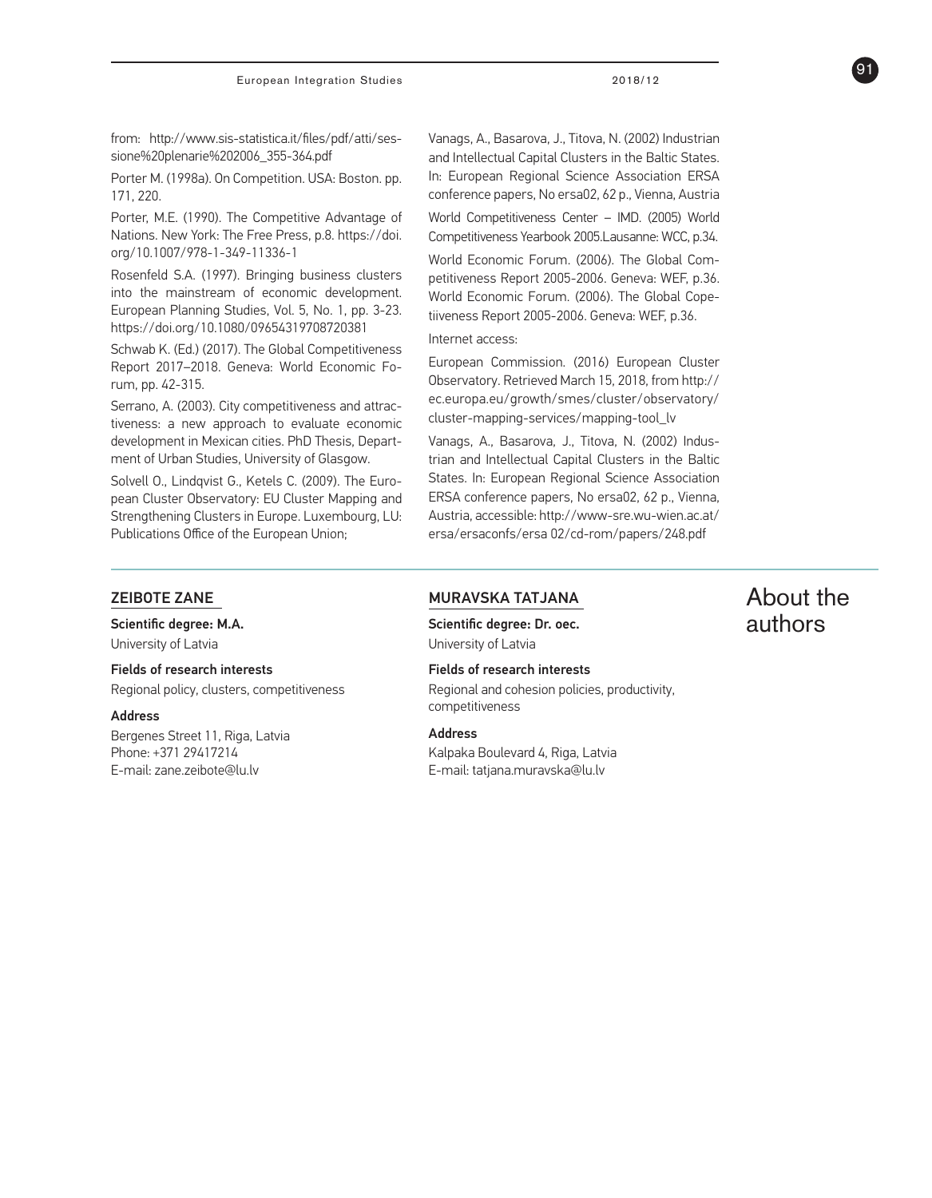from: http://www.sis-statistica.it/files/pdf/atti/sessione%20plenarie%202006_355-364.pdf

Porter M. (1998a). On Competition. USA: Boston. pp. 171, 220.

Porter, M.E. (1990). The Competitive Advantage of Nations. New York: The Free Press, p.8. https://doi.org/10.1007/978-1-349-11336-1

Rosenfeld S.A. (1997). Bringing business clusters into the mainstream of economic development. European Planning Studies, Vol. 5, No. 1, pp. 3-23. https://doi.org/10.1080/09654319708720381

Schwab K. (Ed.) (2017). The Global Competitiveness Report 2017–2018. Geneva: World Economic Forum, pp. 42-315.

Serrano, A. (2003). City competitiveness and attractiveness: a new approach to evaluate economic development in Mexican cities. PhD Thesis, Department of Urban Studies, University of Glasgow.

Solvell O., Lindqvist G., Ketels C. (2009). The European Cluster Observatory: EU Cluster Mapping and Strengthening Clusters in Europe. Luxembourg, LU: Publications Office of the European Union;

Vanags, A., Basarova, J., Titova, N. (2002) Industrian and Intellectual Capital Clusters in the Baltic States. In: European Regional Science Association ERSA conference papers, No ersa02, 62 p., Vienna, Austria

World Competitiveness Center – IMD. (2005) World Competitiveness Yearbook 2005.Lausanne: WCC, p.34.

World Economic Forum. (2006). The Global Competitiveness Report 2005-2006. Geneva: WEF, p.36. World Economic Forum. (2006). The Global Copetiiveness Report 2005-2006. Geneva: WEF, p.36.

Internet access:

European Commission. (2016) European Cluster Observatory. Retrieved March 15, 2018, from http://ec.europa.eu/growth/smes/cluster/observatory/cluster-mapping-services/mapping-tool_lv

Vanags, A., Basarova, J., Titova, N. (2002) Industrian and Intellectual Capital Clusters in the Baltic States. In: European Regional Science Association ERSA conference papers, No ersa02, 62 p., Vienna, Austria, accessible: http://www-sre.wu-wien.ac.at/ersa/ersaconfs/ersa 02/cd-rom/papers/248.pdf

## About the authors

### ZEIBOTE ZANE

**Scientific degree: M.A.**

University of Latvia

**Fields of research interests**

Regional policy, clusters, competitiveness

**Address**

Bergenes Street 11, Riga, Latvia
Phone: +371 29417214
E-mail: zane.zeibote@lu.lv

### MURAVSKA TATJANA

**Scientific degree: Dr. oec.**

University of Latvia

**Fields of research interests**

Regional and cohesion policies, productivity, competitiveness

**Address**

Kalpaka Boulevard 4, Riga, Latvia
E-mail: tatjana.muravska@lu.lv